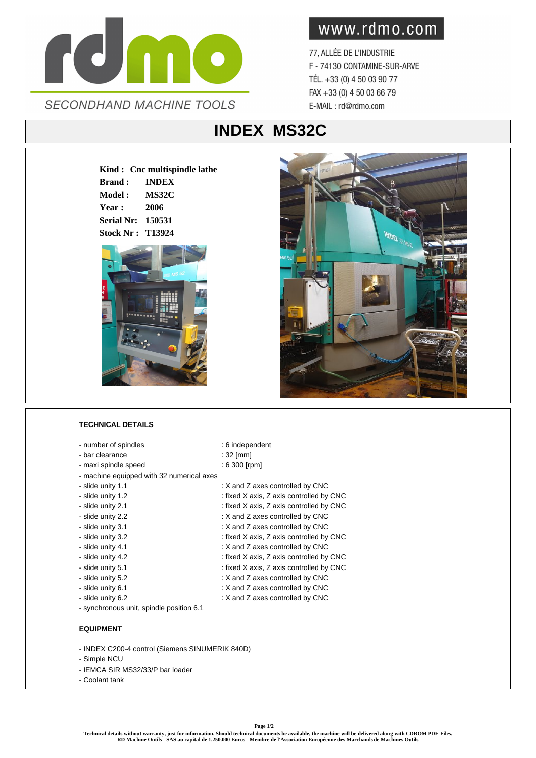rdmo

SECONDHAND MACHINE TOOLS

www.rdmo.com

77, ALLÉE DE L'INDUSTRIE
F - 74130 CONTAMINE-SUR-ARVE
TÉL. +33 (0) 4 50 03 90 77
FAX +33 (0) 4 50 03 66 79
E-MAIL : rd@rdmo.com

# INDEX MS32C

**Kind : Cnc multispindle lathe**
**Brand : INDEX**
**Model : MS32C**
**Year : 2006**
**Serial Nr: 150531**
**Stock Nr : T13924**

## TECHNICAL DETAILS

| | |
|---|---|
| - number of spindles | : 6 independent |
| - bar clearance | : 32 [mm] |
| - maxi spindle speed | : 6 300 [rpm] |
| - machine equipped with 32 numerical axes | |
| - slide unity 1.1 | : X and Z axes controlled by CNC |
| - slide unity 1.2 | : fixed X axis, Z axis controlled by CNC |
| - slide unity 2.1 | : fixed X axis, Z axis controlled by CNC |
| - slide unity 2.2 | : X and Z axes controlled by CNC |
| - slide unity 3.1 | : X and Z axes controlled by CNC |
| - slide unity 3.2 | : fixed X axis, Z axis controlled by CNC |
| - slide unity 4.1 | : X and Z axes controlled by CNC |
| - slide unity 4.2 | : fixed X axis, Z axis controlled by CNC |
| - slide unity 5.1 | : fixed X axis, Z axis controlled by CNC |
| - slide unity 5.2 | : X and Z axes controlled by CNC |
| - slide unity 6.1 | : X and Z axes controlled by CNC |
| - slide unity 6.2 | : X and Z axes controlled by CNC |
| - synchronous unit, spindle position 6.1 | |

## EQUIPMENT

- INDEX C200-4 control (Siemens SINUMERIK 840D)
- Simple NCU
- IEMCA SIR MS32/33/P bar loader
- Coolant tank

**Technical details without warranty, just for information. Should technical documents be available, the machine will be delivered along with CDROM PDF Files.**
**RD Machine Outils - SAS au capital de 1.250.000 Euros - Membre de l'Association Européenne des Marchands de Machines Outils**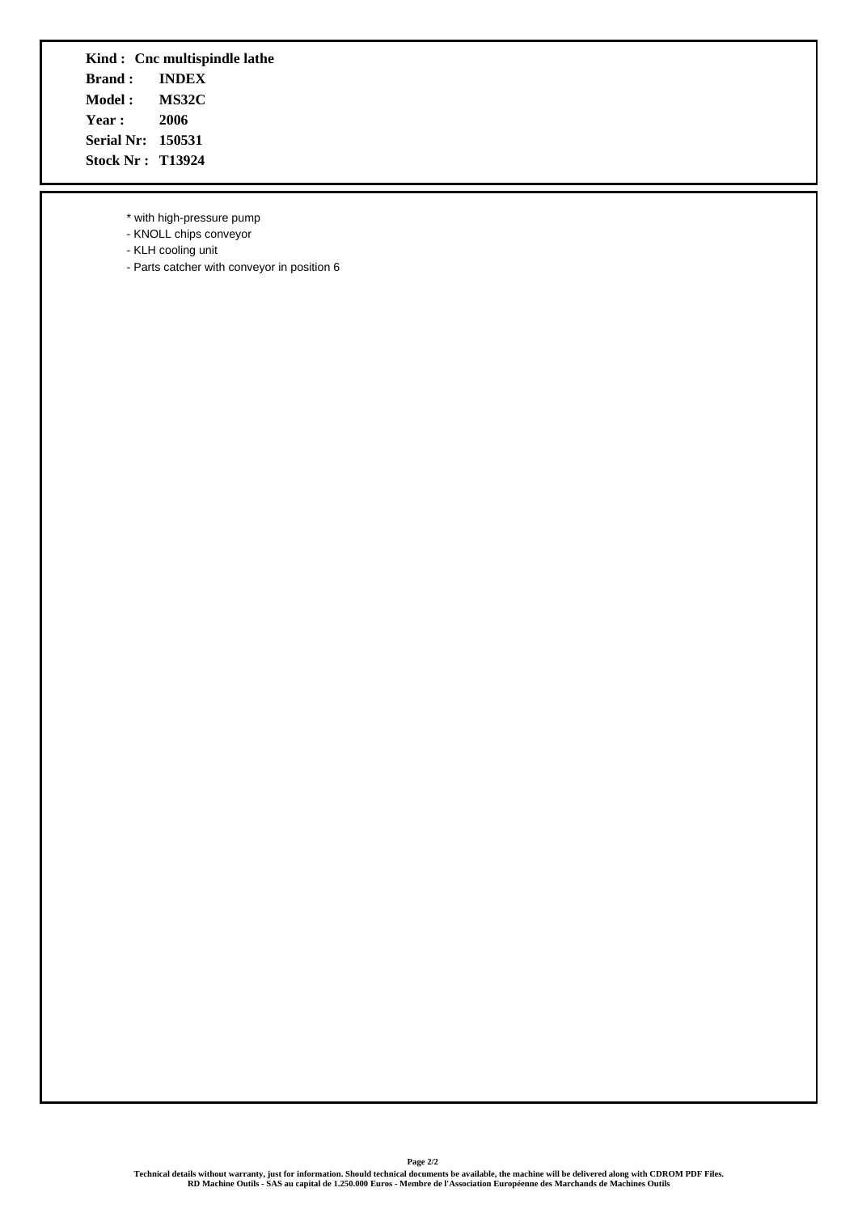**Kind : Cnc multispindle lathe**
**Brand : INDEX**
**Model : MS32C**
**Year : 2006**
**Serial Nr: 150531**
**Stock Nr : T13924**

* with high-pressure pump
- KNOLL chips conveyor
- KLH cooling unit
- Parts catcher with conveyor in position 6

**Technical details without warranty, just for information. Should technical documents be available, the machine will be delivered along with CDROM PDF Files.**
**RD Machine Outils - SAS au capital de 1.250.000 Euros - Membre de l'Association Européenne des Marchands de Machines Outils**